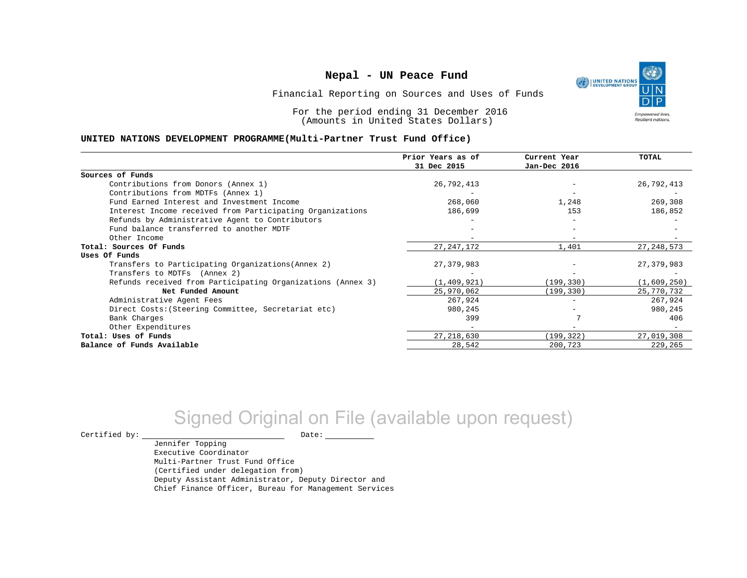# Nepal - UN Peace Fund

Financial Reporting on Sources and Uses of Funds

For the period ending 31 December 2016
(Amounts in United States Dollars)

## UNITED NATIONS DEVELOPMENT PROGRAMME(Multi-Partner Trust Fund Office)

| | Prior Years as of 31 Dec 2015 | Current Year Jan-Dec 2016 | TOTAL |
|---|---|---|---|
| **Sources of Funds** | | | |
| Contributions from Donors (Annex 1) | 26,792,413 | - | 26,792,413 |
| Contributions from MDTFs (Annex 1) | - | - | - |
| Fund Earned Interest and Investment Income | 268,060 | 1,248 | 269,308 |
| Interest Income received from Participating Organizations | 186,699 | 153 | 186,852 |
| Refunds by Administrative Agent to Contributors | - | - | - |
| Fund balance transferred to another MDTF | - | - | - |
| Other Income | - | - | - |
| **Total: Sources Of Funds** | 27,247,172 | 1,401 | 27,248,573 |
| **Uses Of Funds** | | | |
| Transfers to Participating Organizations(Annex 2) | 27,379,983 | - | 27,379,983 |
| Transfers to MDTFs (Annex 2) | - | - | - |
| Refunds received from Participating Organizations (Annex 3) | (1,409,921) | (199,330) | (1,609,250) |
| **Net Funded Amount** | 25,970,062 | (199,330) | 25,770,732 |
| Administrative Agent Fees | 267,924 | - | 267,924 |
| Direct Costs:(Steering Committee, Secretariat etc) | 980,245 | - | 980,245 |
| Bank Charges | 399 | 7 | 406 |
| Other Expenditures | - | - | - |
| **Total: Uses of Funds** | 27,218,630 | (199,322) | 27,019,308 |
| **Balance of Funds Available** | 28,542 | 200,723 | 229,265 |

Signed Original on File (available upon request)

Certified by: ______________________ Date: __________

Jennifer Topping
Executive Coordinator
Multi-Partner Trust Fund Office
(Certified under delegation from)
Deputy Assistant Administrator, Deputy Director and
Chief Finance Officer, Bureau for Management Services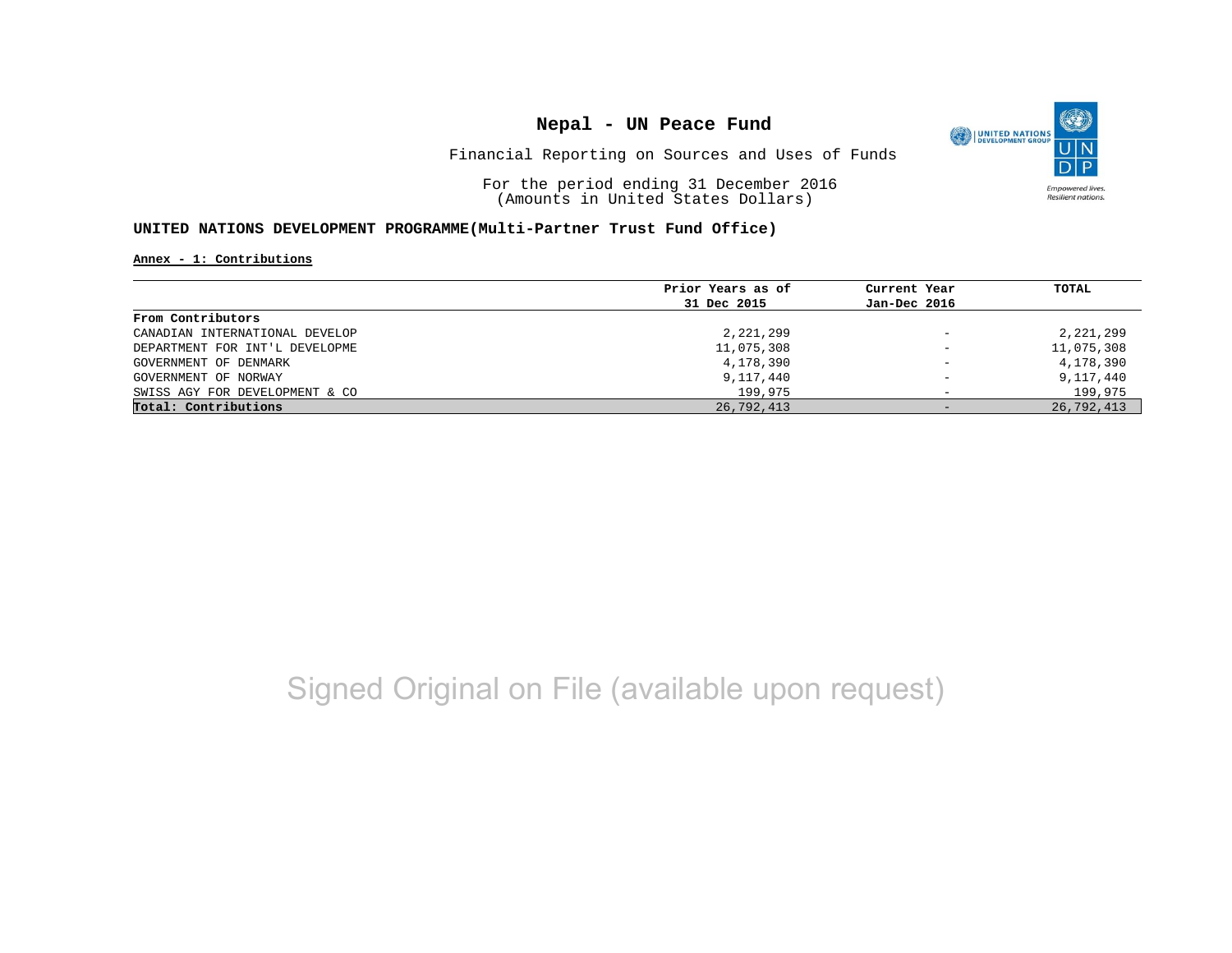# Nepal - UN Peace Fund

Financial Reporting on Sources and Uses of Funds

For the period ending 31 December 2016
(Amounts in United States Dollars)

**UNITED NATIONS DEVELOPMENT PROGRAMME(Multi-Partner Trust Fund Office)**

**Annex - 1: Contributions**

| | Prior Years as of 31 Dec 2015 | Current Year Jan-Dec 2016 | TOTAL |
|---|---|---|---|
| **From Contributors** | | | |
| CANADIAN INTERNATIONAL DEVELOP | 2,221,299 | - | 2,221,299 |
| DEPARTMENT FOR INT'L DEVELOPME | 11,075,308 | - | 11,075,308 |
| GOVERNMENT OF DENMARK | 4,178,390 | - | 4,178,390 |
| GOVERNMENT OF NORWAY | 9,117,440 | - | 9,117,440 |
| SWISS AGY FOR DEVELOPMENT & CO | 199,975 | - | 199,975 |
| **Total: Contributions** | 26,792,413 | - | 26,792,413 |

Signed Original on File (available upon request)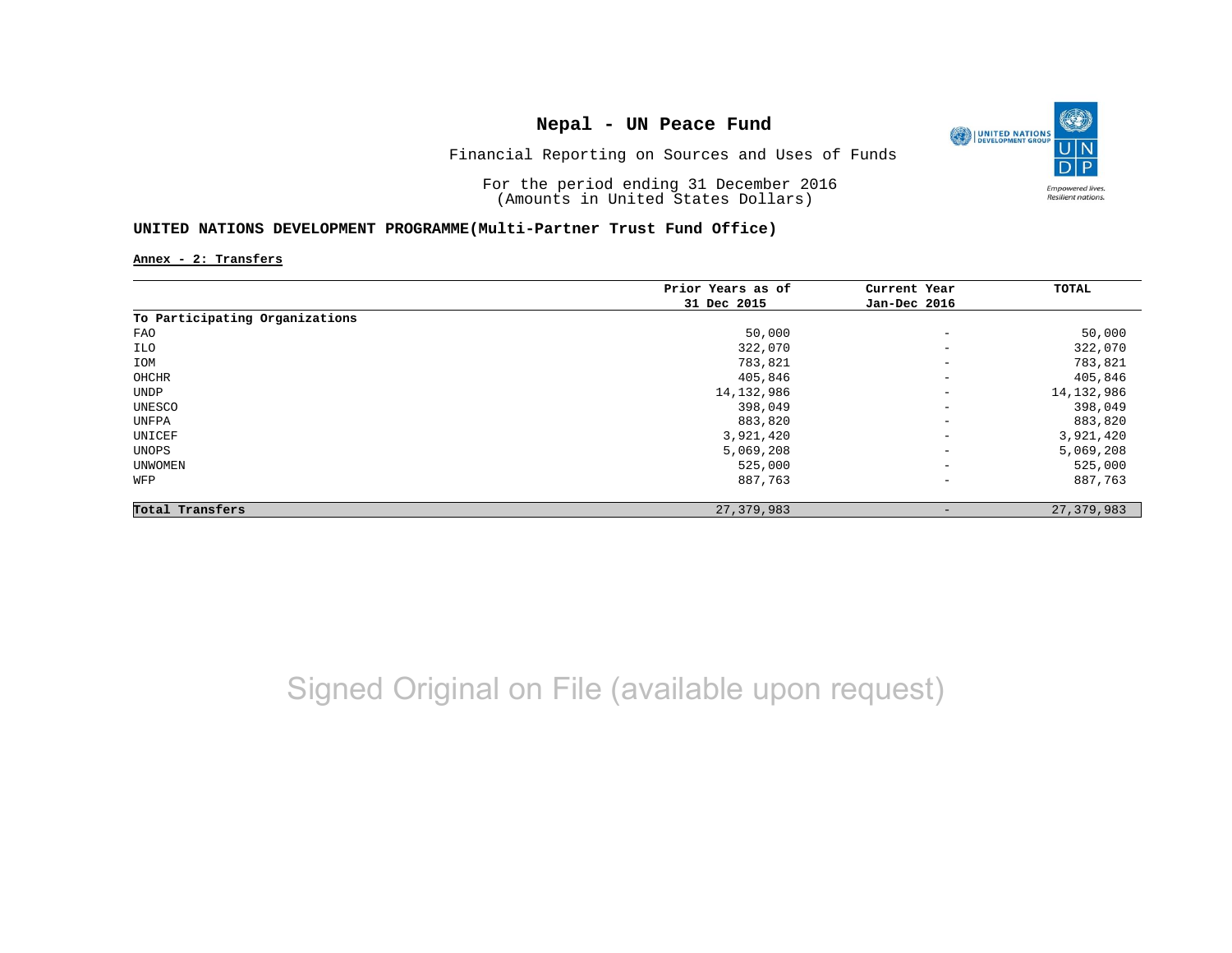# Nepal - UN Peace Fund

Financial Reporting on Sources and Uses of Funds

For the period ending 31 December 2016
(Amounts in United States Dollars)

**UNITED NATIONS DEVELOPMENT PROGRAMME(Multi-Partner Trust Fund Office)**

**Annex - 2: Transfers**

| | Prior Years as of 31 Dec 2015 | Current Year Jan-Dec 2016 | TOTAL |
|---|---|---|---|
| **To Participating Organizations** | | | |
| FAO | 50,000 | - | 50,000 |
| ILO | 322,070 | - | 322,070 |
| IOM | 783,821 | - | 783,821 |
| OHCHR | 405,846 | - | 405,846 |
| UNDP | 14,132,986 | - | 14,132,986 |
| UNESCO | 398,049 | - | 398,049 |
| UNFPA | 883,820 | - | 883,820 |
| UNICEF | 3,921,420 | - | 3,921,420 |
| UNOPS | 5,069,208 | - | 5,069,208 |
| UNWOMEN | 525,000 | - | 525,000 |
| WFP | 887,763 | - | 887,763 |
| **Total Transfers** | 27,379,983 | - | 27,379,983 |

Signed Original on File (available upon request)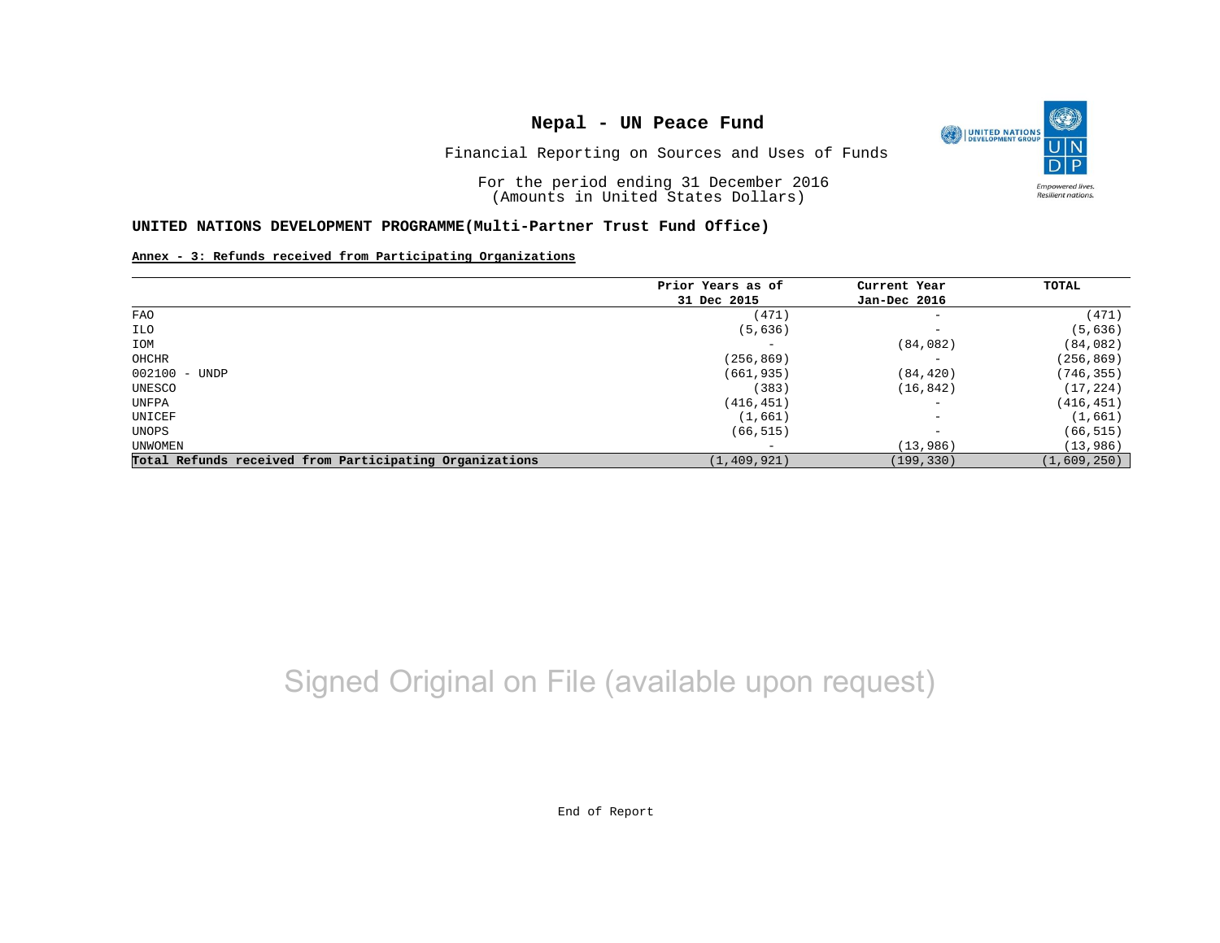# Nepal - UN Peace Fund

Financial Reporting on Sources and Uses of Funds

For the period ending 31 December 2016
(Amounts in United States Dollars)

**UNITED NATIONS DEVELOPMENT PROGRAMME(Multi-Partner Trust Fund Office)**

**Annex - 3: Refunds received from Participating Organizations**

| | Prior Years as of 31 Dec 2015 | Current Year Jan-Dec 2016 | TOTAL |
|---|---|---|---|
| FAO | (471) | - | (471) |
| ILO | (5,636) | - | (5,636) |
| IOM | - | (84,082) | (84,082) |
| OHCHR | (256,869) | - | (256,869) |
| 002100 - UNDP | (661,935) | (84,420) | (746,355) |
| UNESCO | (383) | (16,842) | (17,224) |
| UNFPA | (416,451) | - | (416,451) |
| UNICEF | (1,661) | - | (1,661) |
| UNOPS | (66,515) | - | (66,515) |
| UNWOMEN | - | (13,986) | (13,986) |
| **Total Refunds received from Participating Organizations** | (1,409,921) | (199,330) | (1,609,250) |

Signed Original on File (available upon request)

End of Report